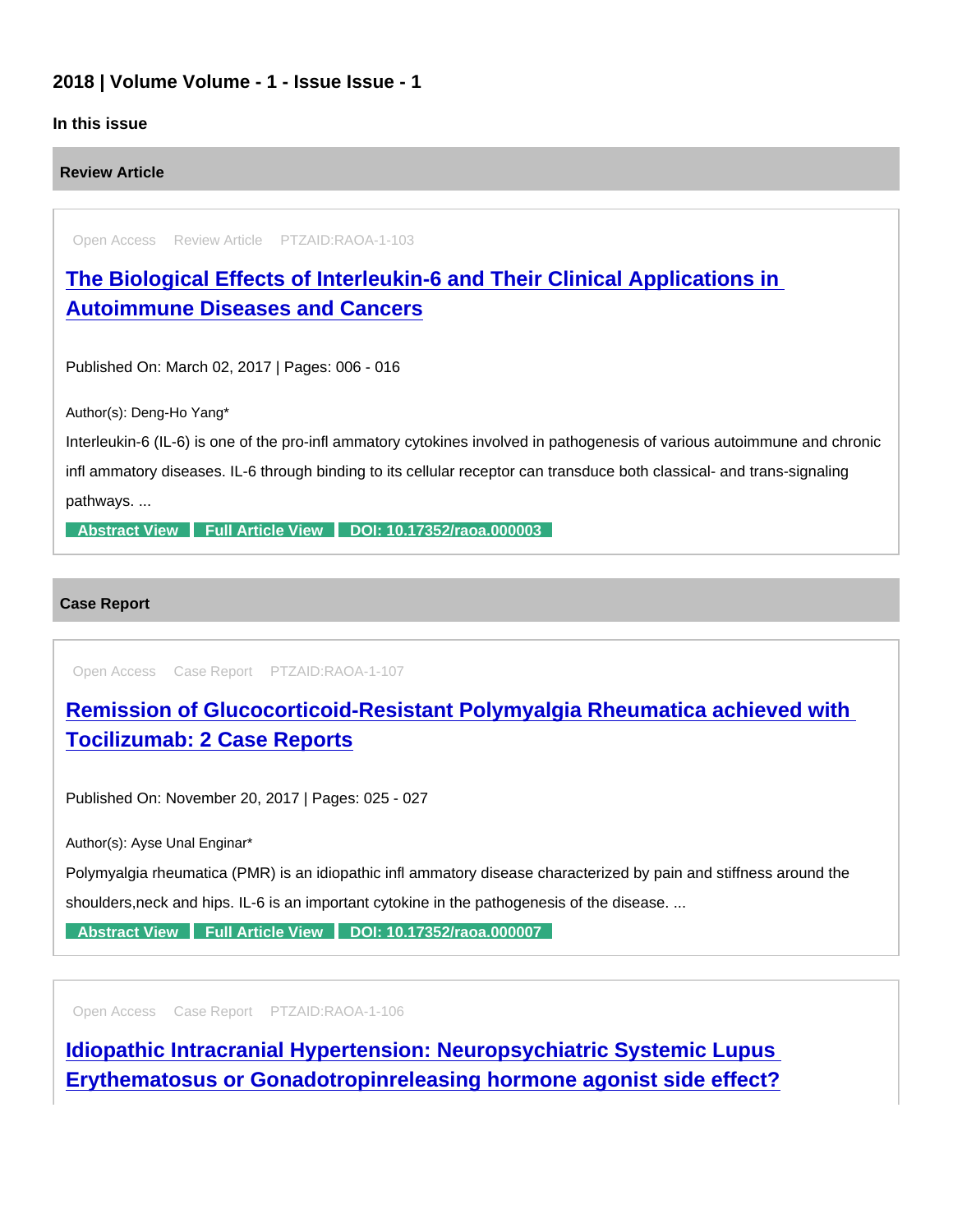## 2018 | Volume Volume - 1 - Issue Issue - 1

### In this issue

### Review Article

Open Access Review Article PTZAID:RAOA-1-103

### [The Biological Effects of Interleukin-6 and Their Clinical Applications in Autoimmune Diseases and Cancers]

Published On: March 02, 2017 | Pages: 006 - 016

Author(s): Deng-Ho Yang*

Interleukin-6 (IL-6) is one of the pro-infl ammatory cytokines involved in pathogenesis of various autoimmune and chronic infl ammatory diseases. IL-6 through binding to its cellular receptor can transduce both classical- and trans-signaling pathways. ...

Abstract View | Full Article View | DOI: 10.17352/raoa.000003

### Case Report

Open Access Case Report PTZAID:RAOA-1-107

### [Remission of Glucocorticoid-Resistant Polymyalgia Rheumatica achieved with Tocilizumab: 2 Case Reports]

Published On: November 20, 2017 | Pages: 025 - 027

Author(s): Ayse Unal Enginar*

Polymyalgia rheumatica (PMR) is an idiopathic infl ammatory disease characterized by pain and stiffness around the shoulders,neck and hips. IL-6 is an important cytokine in the pathogenesis of the disease. ...

Abstract View | Full Article View | DOI: 10.17352/raoa.000007

Open Access Case Report PTZAID:RAOA-1-106

### [Idiopathic Intracranial Hypertension: Neuropsychiatric Systemic Lupus Erythematosus or Gonadotropinreleasing hormone agonist side effect?]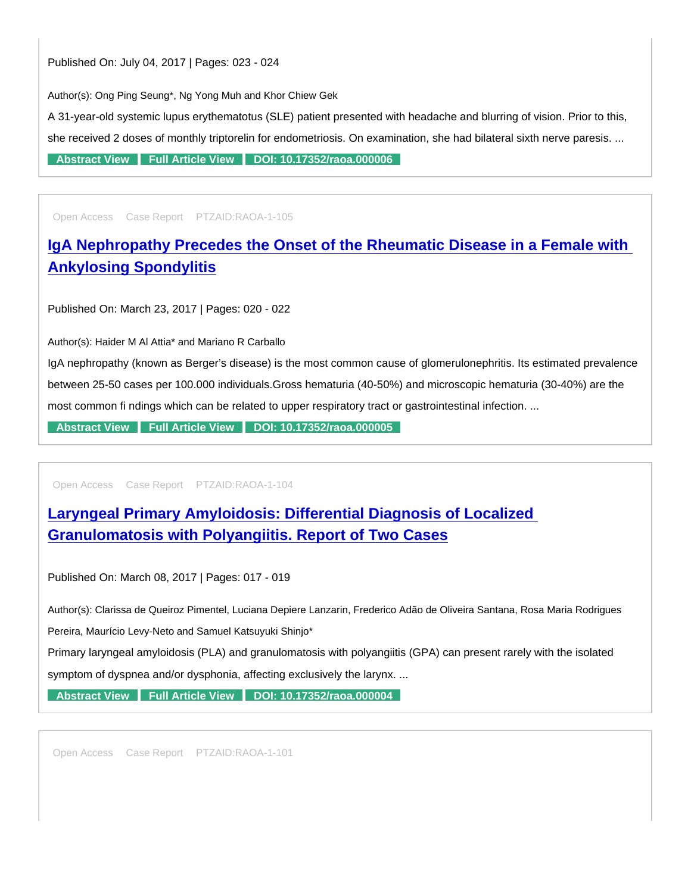Published On: July 04, 2017 | Pages: 023 - 024

Author(s): Ong Ping Seung*, Ng Yong Muh and Khor Chiew Gek

A 31-year-old systemic lupus erythematotus (SLE) patient presented with headache and blurring of vision. Prior to this, she received 2 doses of monthly triptorelin for endometriosis. On examination, she had bilateral sixth nerve paresis. ...

**Abstract View** **Full Article View** **DOI: 10.17352/raoa.000006**

---

Open Access Case Report PTZAID:RAOA-1-105

## IgA Nephropathy Precedes the Onset of the Rheumatic Disease in a Female with Ankylosing Spondylitis

Published On: March 23, 2017 | Pages: 020 - 022

Author(s): Haider M Al Attia* and Mariano R Carballo

IgA nephropathy (known as Berger's disease) is the most common cause of glomerulonephritis. Its estimated prevalence between 25-50 cases per 100.000 individuals.Gross hematuria (40-50%) and microscopic hematuria (30-40%) are the most common fi ndings which can be related to upper respiratory tract or gastrointestinal infection. ...

**Abstract View** **Full Article View** **DOI: 10.17352/raoa.000005**

---

Open Access Case Report PTZAID:RAOA-1-104

## Laryngeal Primary Amyloidosis: Differential Diagnosis of Localized Granulomatosis with Polyangiitis. Report of Two Cases

Published On: March 08, 2017 | Pages: 017 - 019

Author(s): Clarissa de Queiroz Pimentel, Luciana Depiere Lanzarin, Frederico Adão de Oliveira Santana, Rosa Maria Rodrigues Pereira, Maurício Levy-Neto and Samuel Katsuyuki Shinjo*

Primary laryngeal amyloidosis (PLA) and granulomatosis with polyangiitis (GPA) can present rarely with the isolated symptom of dyspnea and/or dysphonia, affecting exclusively the larynx. ...

**Abstract View** **Full Article View** **DOI: 10.17352/raoa.000004**

---

Open Access Case Report PTZAID:RAOA-1-101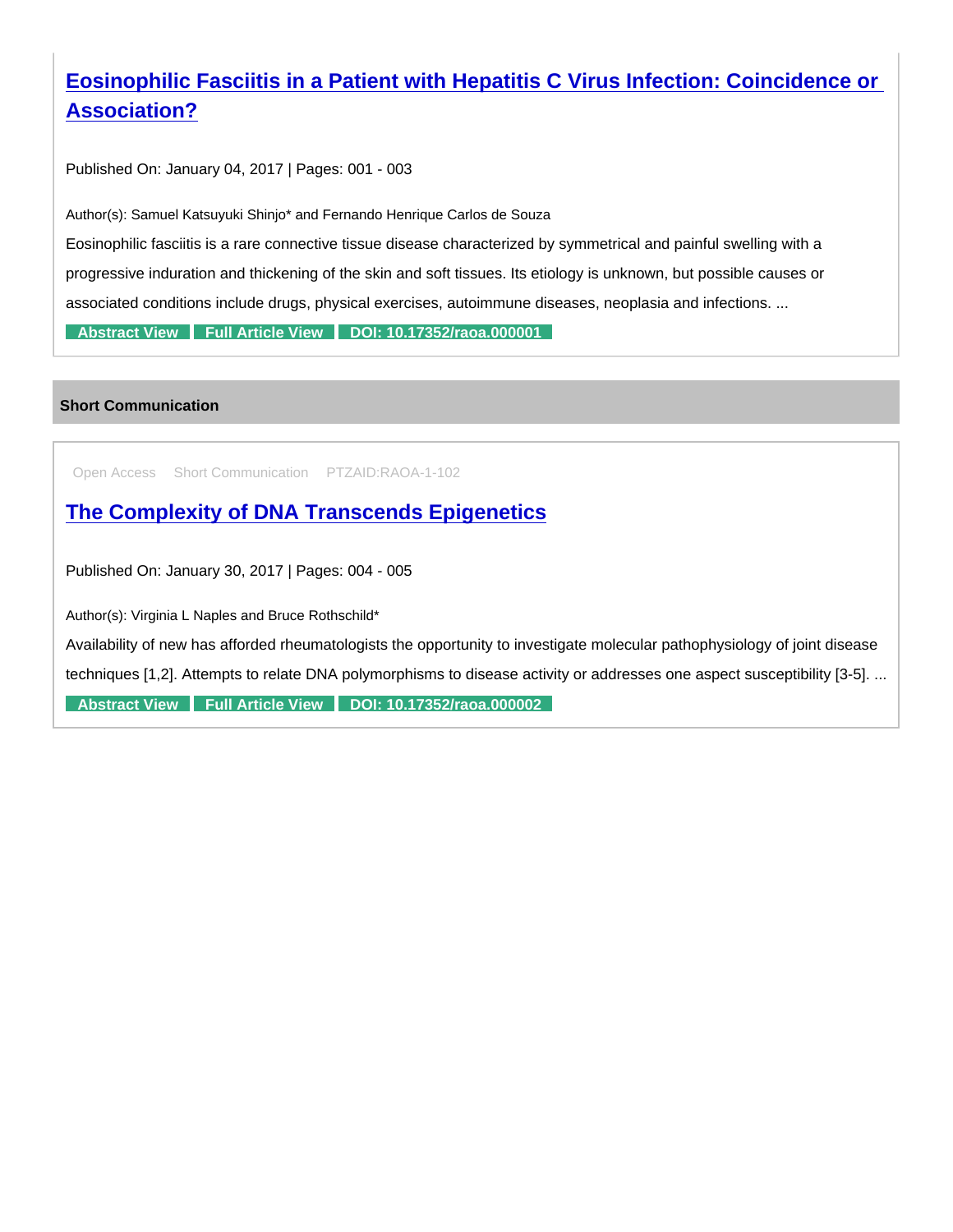## [Eosinophilic Fasciitis in a Patient with Hepatitis C Virus Infection: Coincidence or Association?]

Published On: January 04, 2017 | Pages: 001 - 003

Author(s): Samuel Katsuyuki Shinjo* and Fernando Henrique Carlos de Souza

Eosinophilic fasciitis is a rare connective tissue disease characterized by symmetrical and painful swelling with a progressive induration and thickening of the skin and soft tissues. Its etiology is unknown, but possible causes or associated conditions include drugs, physical exercises, autoimmune diseases, neoplasia and infections. ...

Abstract View | Full Article View | DOI: 10.17352/raoa.000001

### Short Communication

Open Access Short Communication PTZAID:RAOA-1-102

## [The Complexity of DNA Transcends Epigenetics]

Published On: January 30, 2017 | Pages: 004 - 005

Author(s): Virginia L Naples and Bruce Rothschild*

Availability of new has afforded rheumatologists the opportunity to investigate molecular pathophysiology of joint disease techniques [1,2]. Attempts to relate DNA polymorphisms to disease activity or addresses one aspect susceptibility [3-5]. ...

Abstract View | Full Article View | DOI: 10.17352/raoa.000002